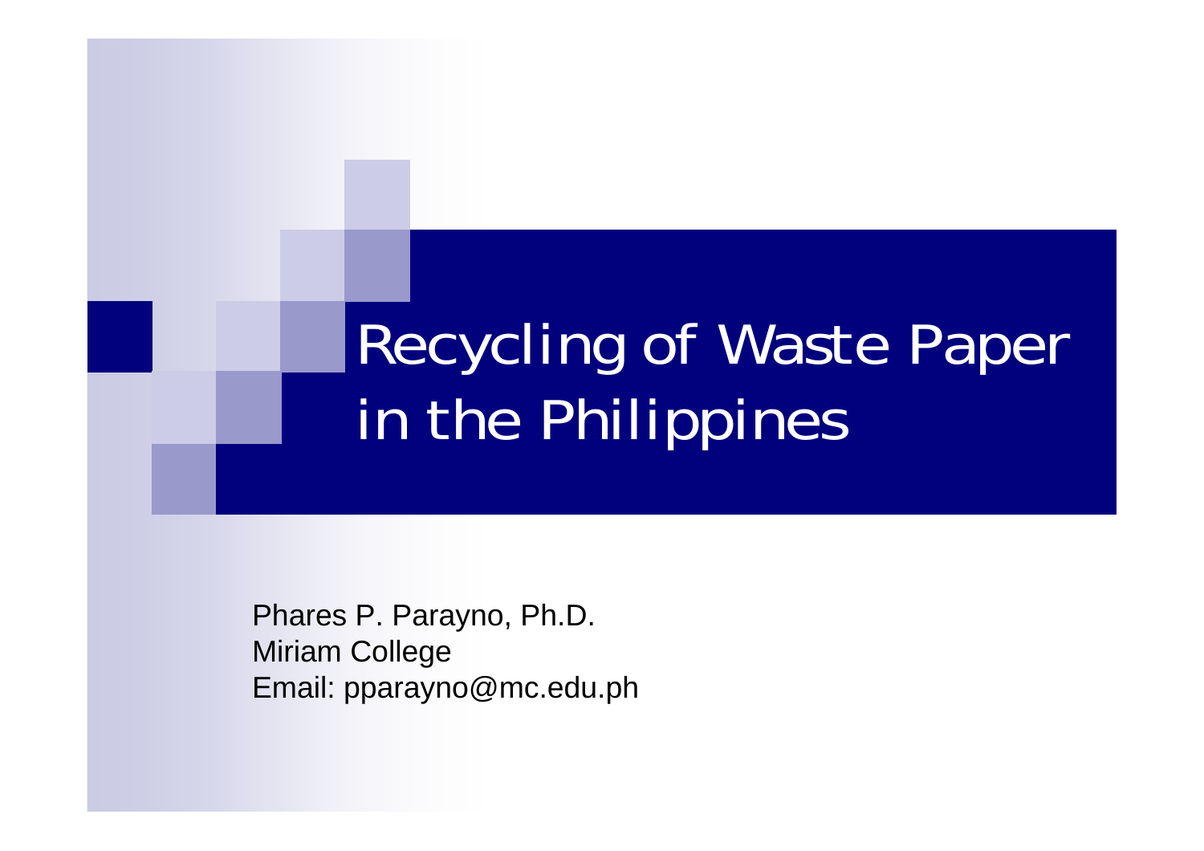# Recycling of Waste Paper in the Philippines

Phares P. Parayno, Ph.D.
Miriam College
Email: pparayno@mc.edu.ph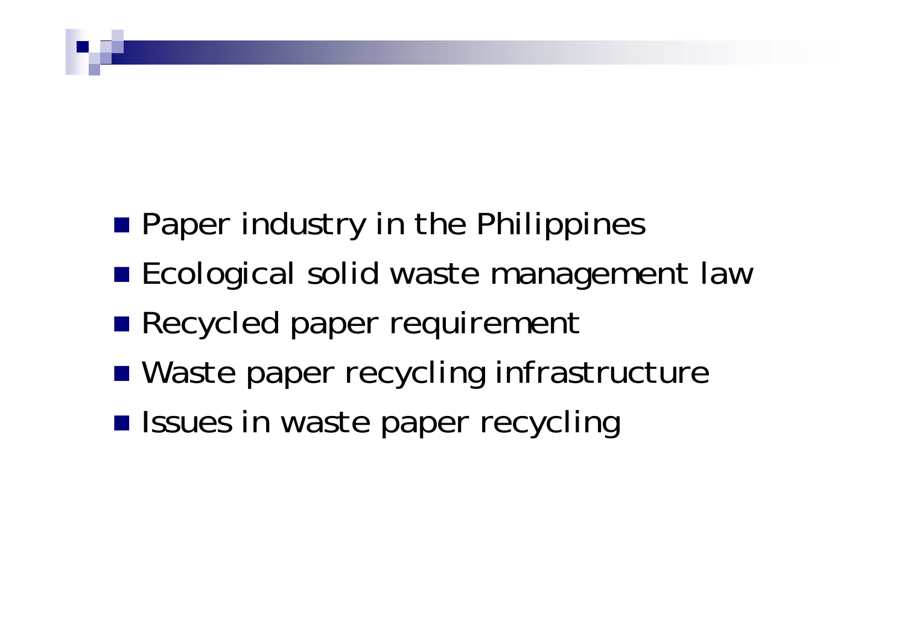- Paper industry in the Philippines
- Ecological solid waste management law
- Recycled paper requirement
- Waste paper recycling infrastructure
- Issues in waste paper recycling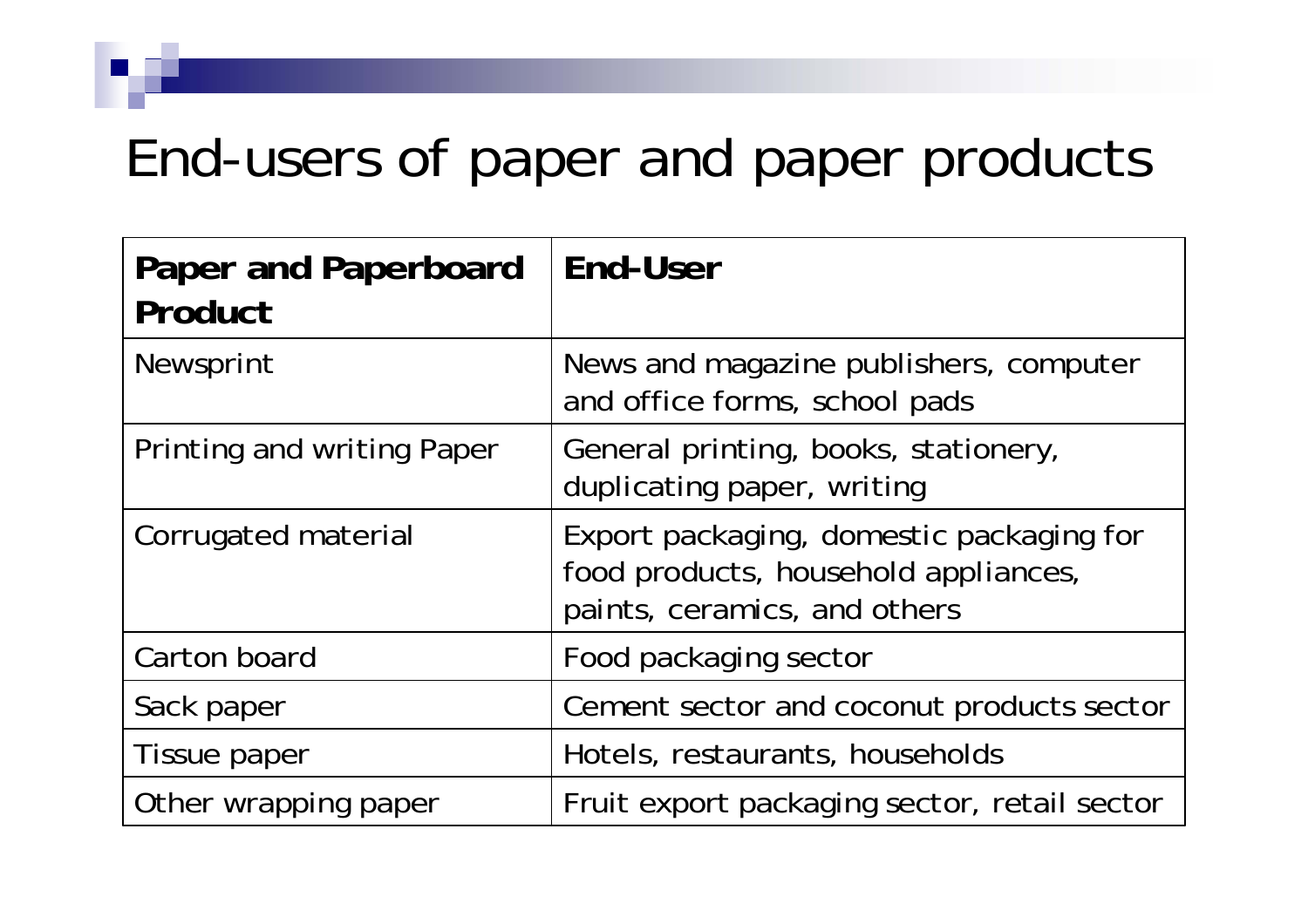# End-users of paper and paper products

| **Paper and Paperboard Product** | **End-User** |
|---|---|
| Newsprint | News and magazine publishers, computer and office forms, school pads |
| Printing and writing Paper | General printing, books, stationery, duplicating paper, writing |
| Corrugated material | Export packaging, domestic packaging for food products, household appliances, paints, ceramics, and others |
| Carton board | Food packaging sector |
| Sack paper | Cement sector and coconut products sector |
| Tissue paper | Hotels, restaurants, households |
| Other wrapping paper | Fruit export packaging sector, retail sector |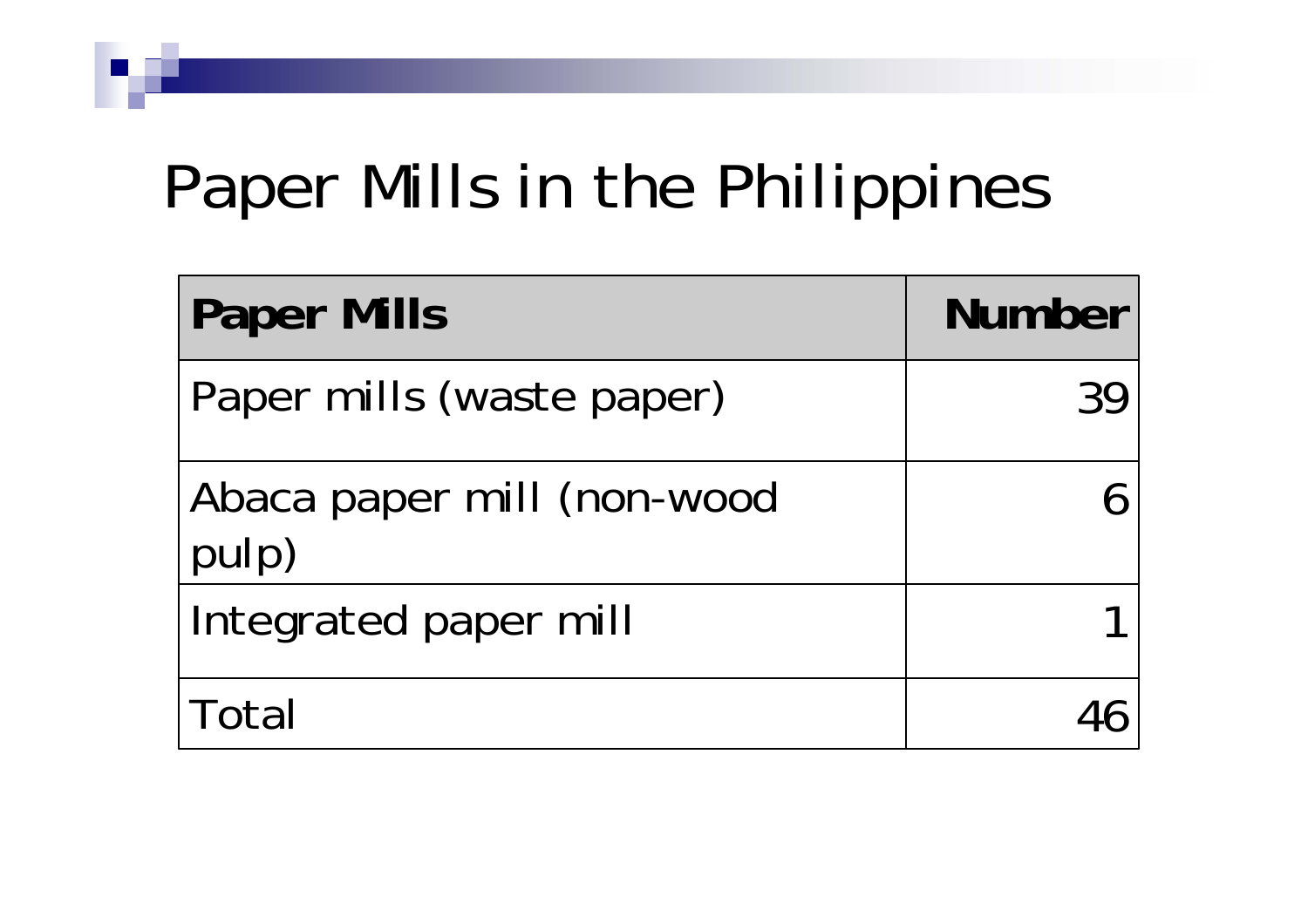# Paper Mills in the Philippines

| **Paper Mills** | **Number** |
|---|---:|
| Paper mills (waste paper) | 39 |
| Abaca paper mill (non-wood pulp) | 6 |
| Integrated paper mill | 1 |
| Total | 46 |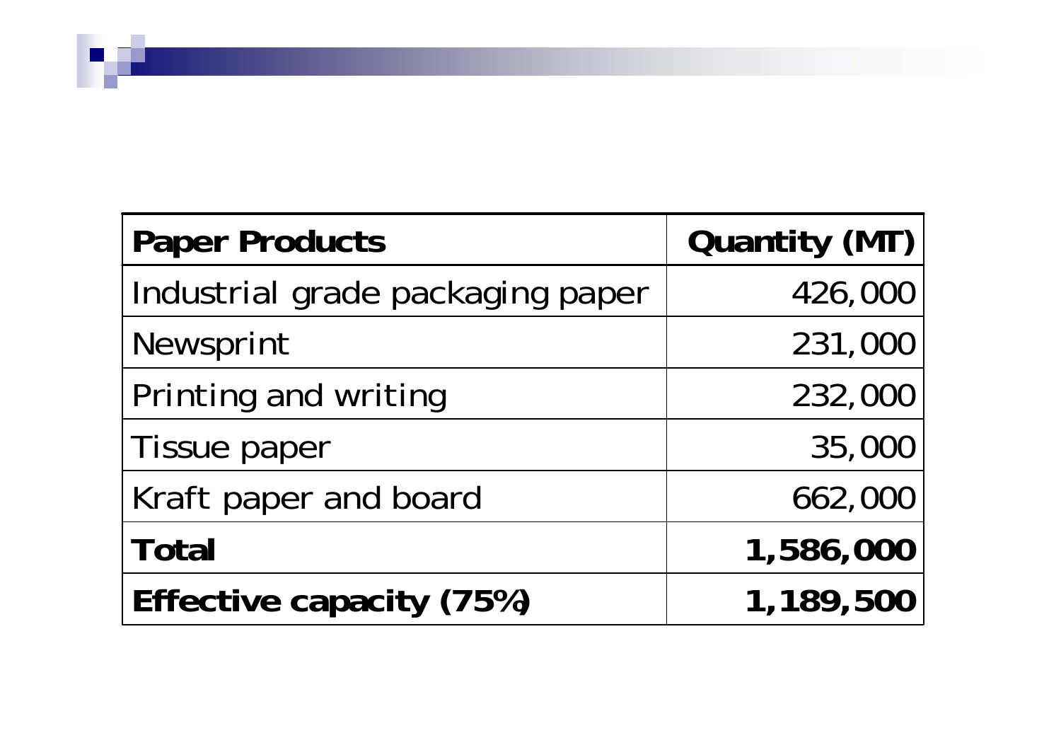| **Paper Products** | **Quantity (MT)** |
|---|---|
| Industrial grade packaging paper | 426,000 |
| Newsprint | 231,000 |
| Printing and writing | 232,000 |
| Tissue paper | 35,000 |
| Kraft paper and board | 662,000 |
| **Total** | **1,586,000** |
| **Effective capacity (75%)** | **1,189,500** |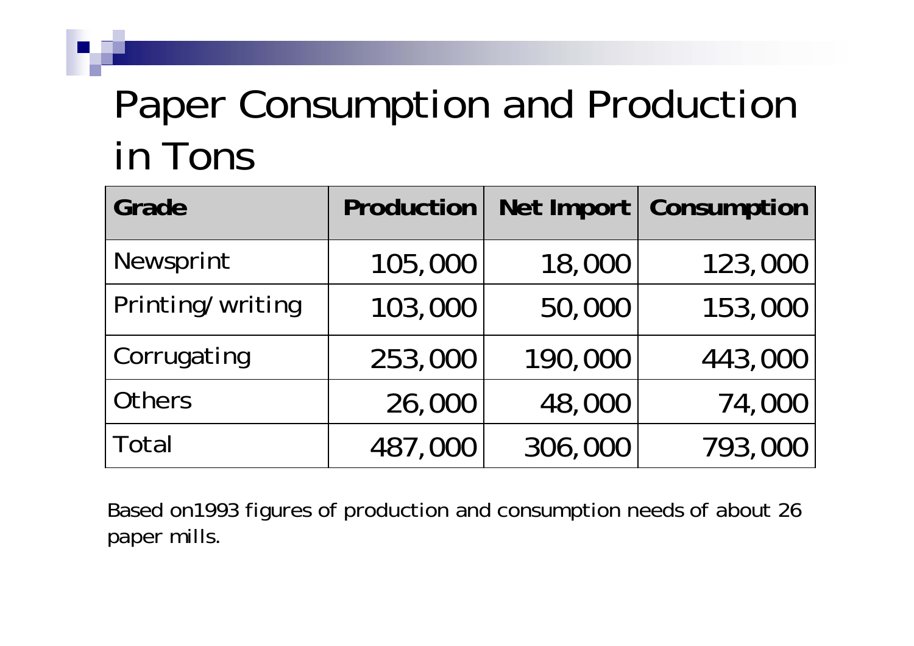# Paper Consumption and Production in Tons

| Grade | Production | Net Import | Consumption |
|---|---|---|---|
| Newsprint | 105,000 | 18,000 | 123,000 |
| Printing/writing | 103,000 | 50,000 | 153,000 |
| Corrugating | 253,000 | 190,000 | 443,000 |
| Others | 26,000 | 48,000 | 74,000 |
| Total | 487,000 | 306,000 | 793,000 |

Based on1993 figures of production and consumption needs of about 26 paper mills.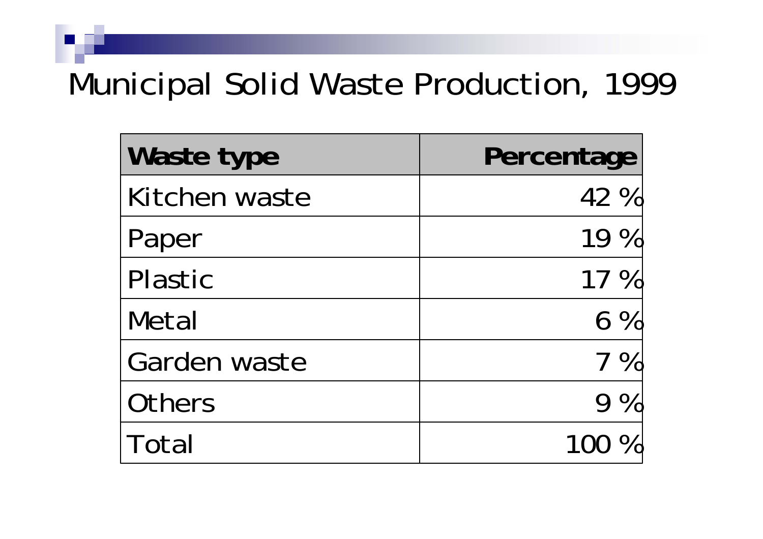# Municipal Solid Waste Production, 1999

| **Waste type** | **Percentage** |
|---|---:|
| Kitchen waste | 42 % |
| Paper | 19 % |
| Plastic | 17 % |
| Metal | 6 % |
| Garden waste | 7 % |
| Others | 9 % |
| Total | 100 % |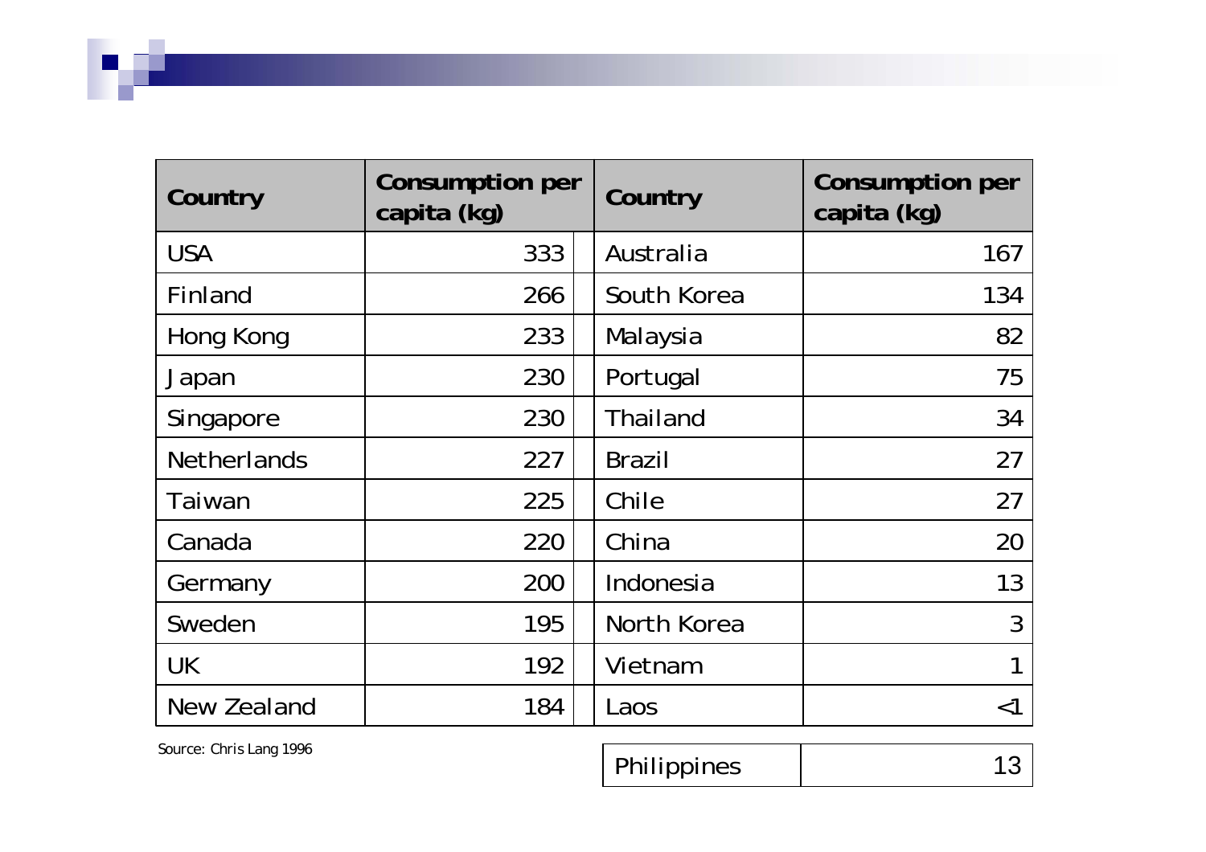| Country | Consumption per capita (kg) | Country | Consumption per capita (kg) |
|---|---|---|---|
| USA | 333 | Australia | 167 |
| Finland | 266 | South Korea | 134 |
| Hong Kong | 233 | Malaysia | 82 |
| Japan | 230 | Portugal | 75 |
| Singapore | 230 | Thailand | 34 |
| Netherlands | 227 | Brazil | 27 |
| Taiwan | 225 | Chile | 27 |
| Canada | 220 | China | 20 |
| Germany | 200 | Indonesia | 13 |
| Sweden | 195 | North Korea | 3 |
| UK | 192 | Vietnam | 1 |
| New Zealand | 184 | Laos | <1 |
| | | Philippines | 13 |

Source: Chris Lang 1996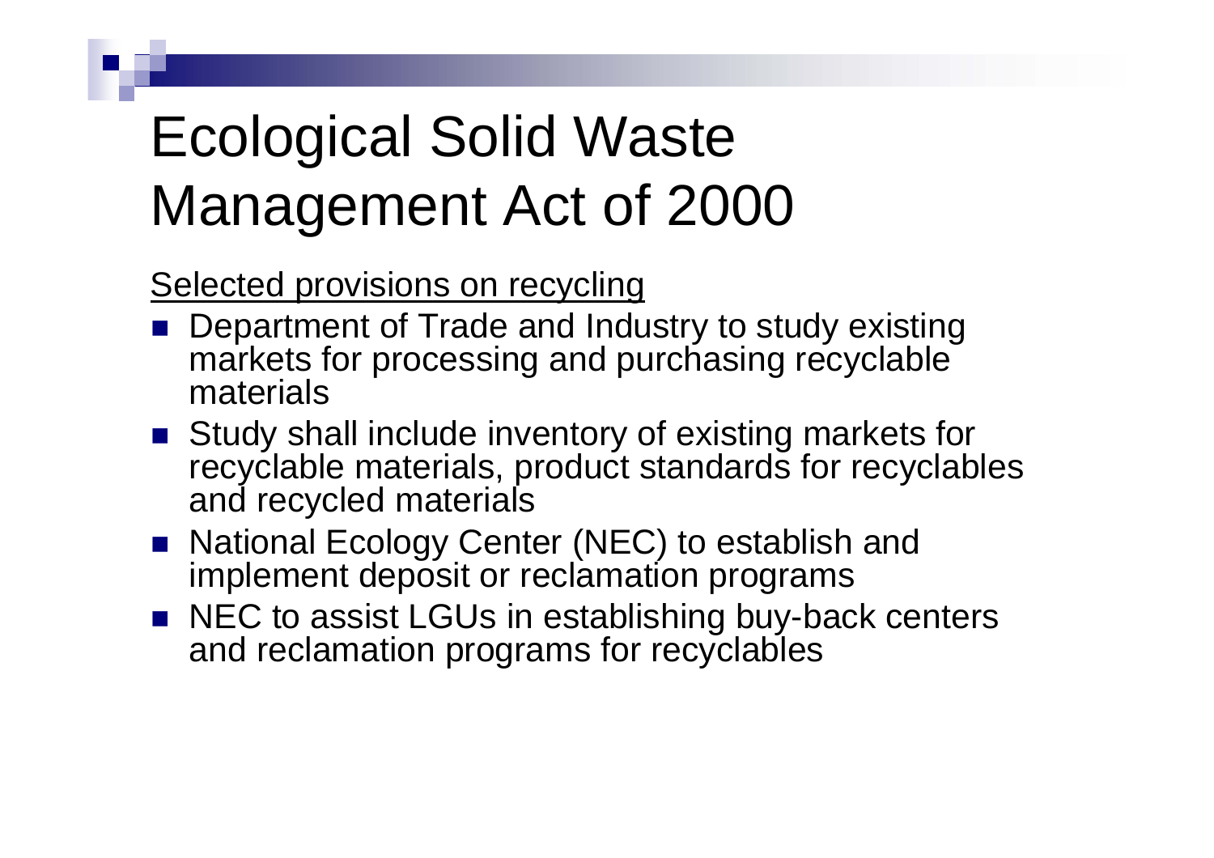# Ecological Solid Waste Management Act of 2000

Selected provisions on recycling

- Department of Trade and Industry to study existing markets for processing and purchasing recyclable materials
- Study shall include inventory of existing markets for recyclable materials, product standards for recyclables and recycled materials
- National Ecology Center (NEC) to establish and implement deposit or reclamation programs
- NEC to assist LGUs in establishing buy-back centers and reclamation programs for recyclables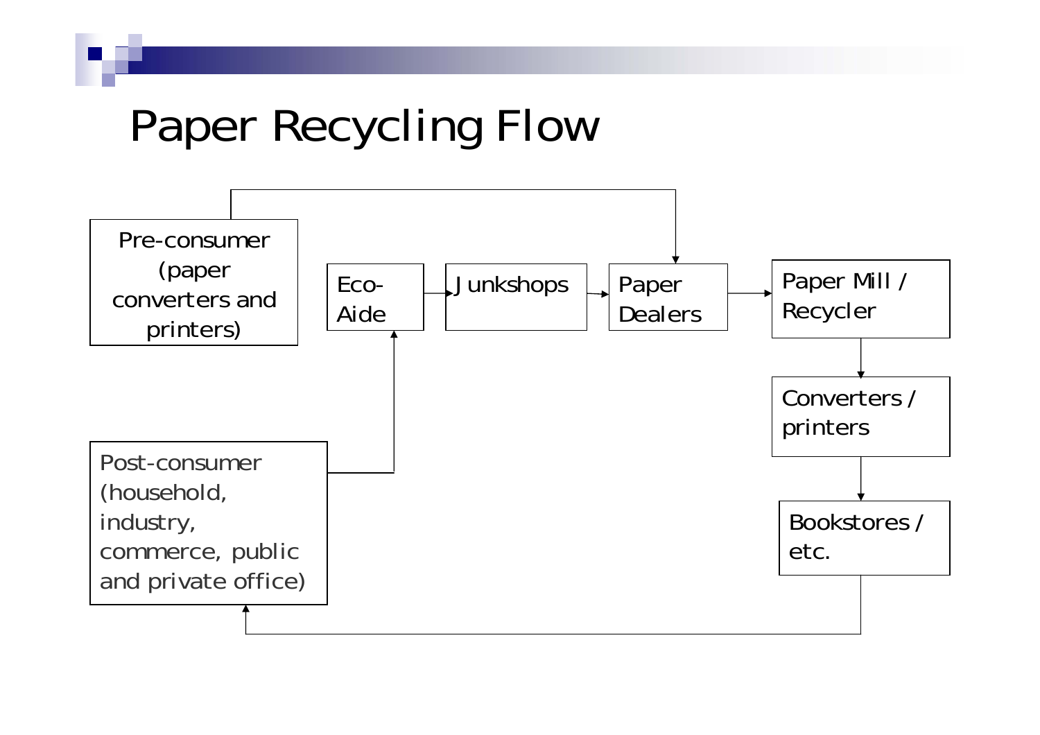# Paper Recycling Flow

Pre-consumer (paper converters and printers)

Eco-Aide

Junkshops

Paper Dealers

Paper Mill / Recycler

Converters / printers

Bookstores / etc.

Post-consumer (household, industry, commerce, public and private office)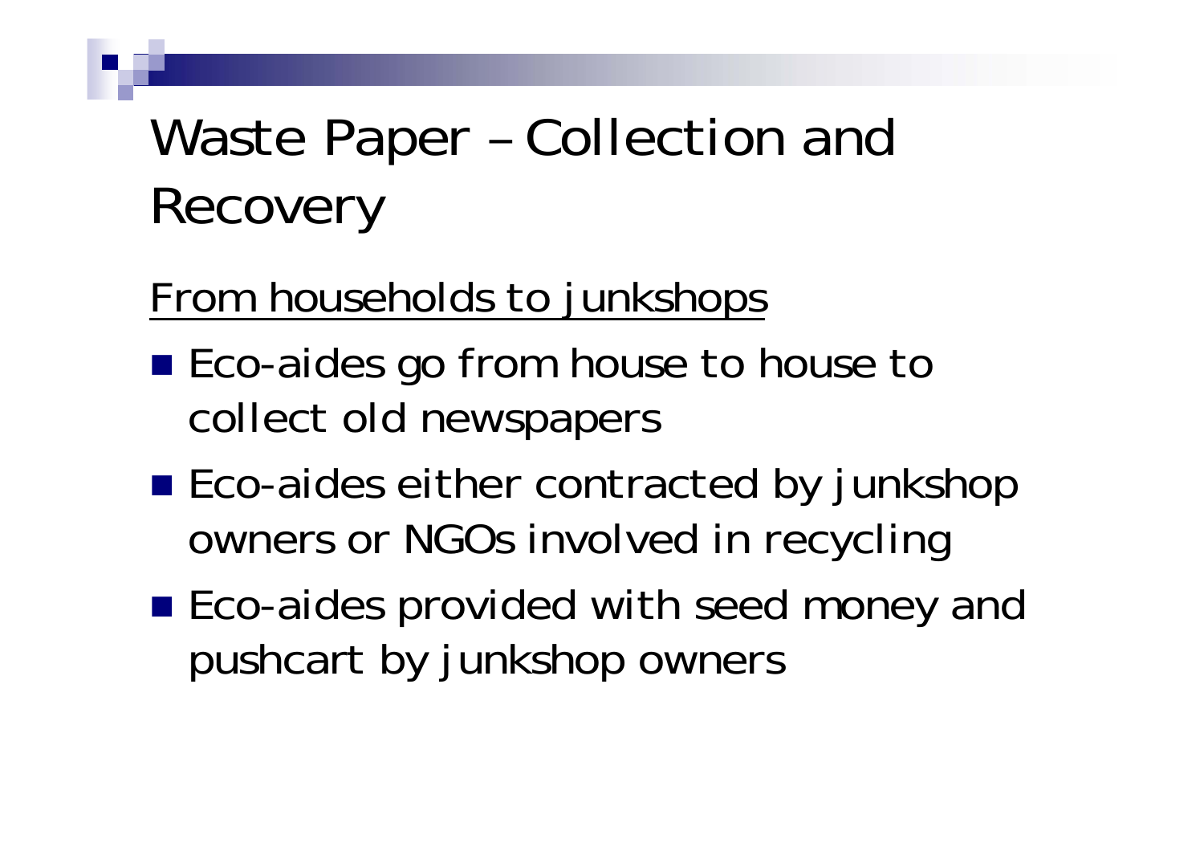# Waste Paper – Collection and Recovery

From households to junkshops

- Eco-aides go from house to house to collect old newspapers
- Eco-aides either contracted by junkshop owners or NGOs involved in recycling
- Eco-aides provided with seed money and pushcart by junkshop owners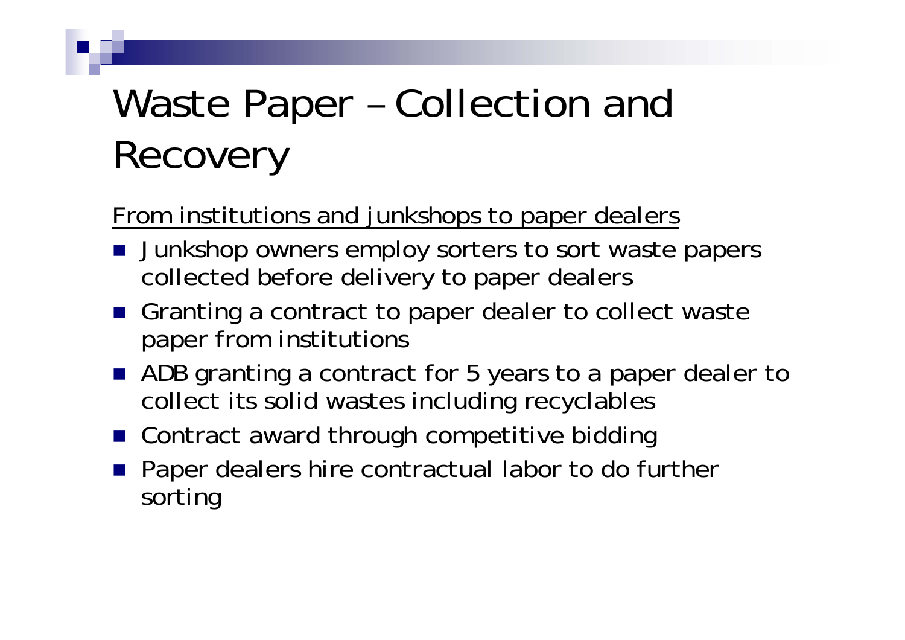# Waste Paper – Collection and Recovery

From institutions and junkshops to paper dealers

- Junkshop owners employ sorters to sort waste papers collected before delivery to paper dealers
- Granting a contract to paper dealer to collect waste paper from institutions
- ADB granting a contract for 5 years to a paper dealer to collect its solid wastes including recyclables
- Contract award through competitive bidding
- Paper dealers hire contractual labor to do further sorting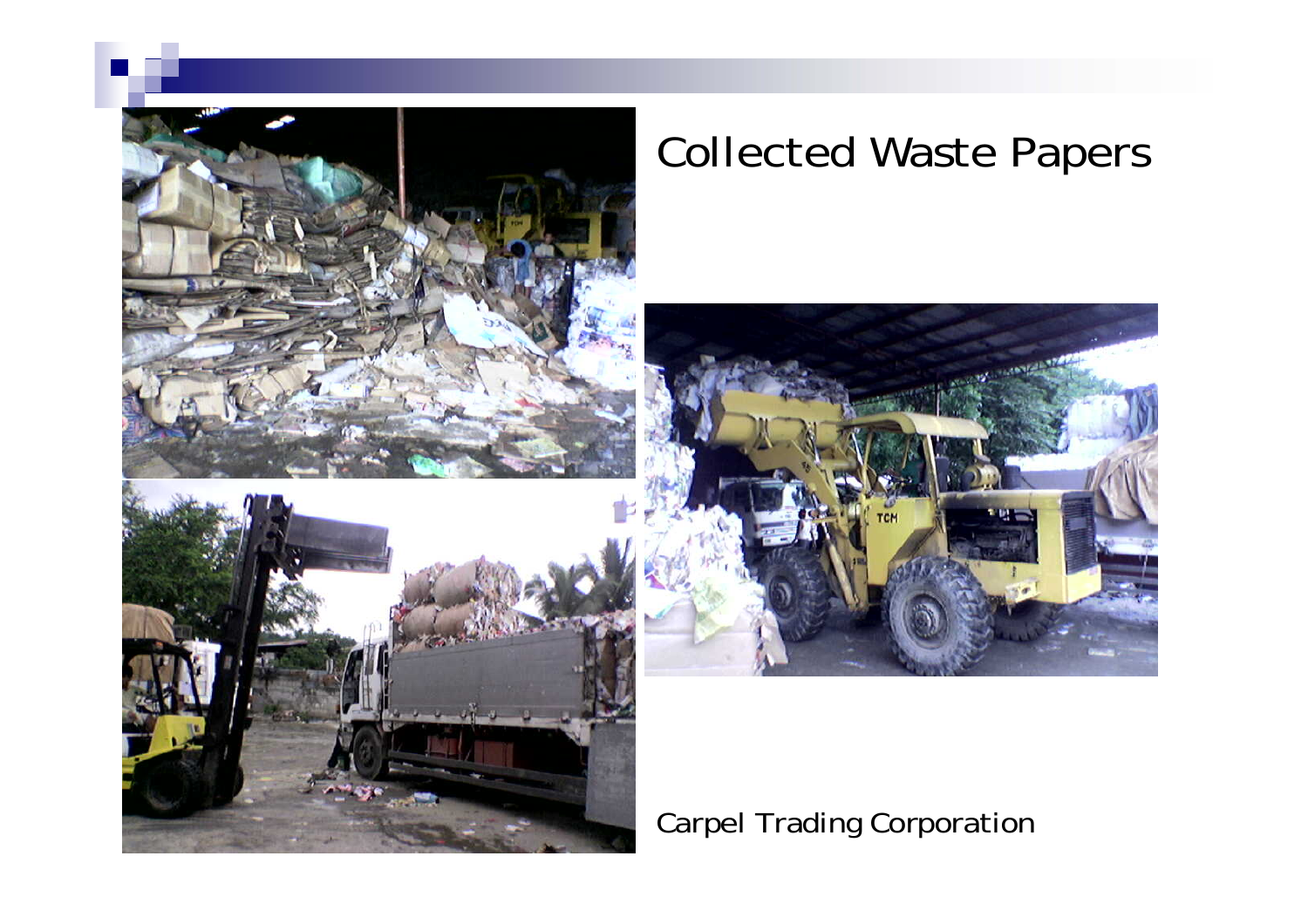# Collected Waste Papers

Carpel Trading Corporation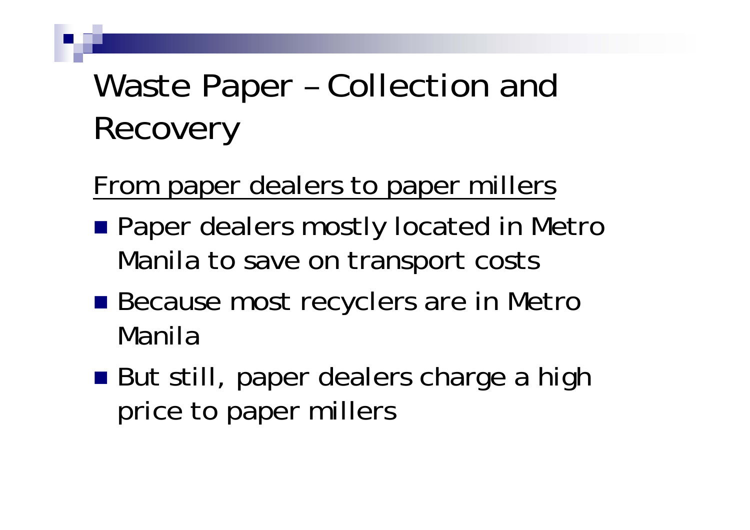# Waste Paper – Collection and Recovery

From paper dealers to paper millers

- Paper dealers mostly located in Metro Manila to save on transport costs
- Because most recyclers are in Metro Manila
- But still, paper dealers charge a high price to paper millers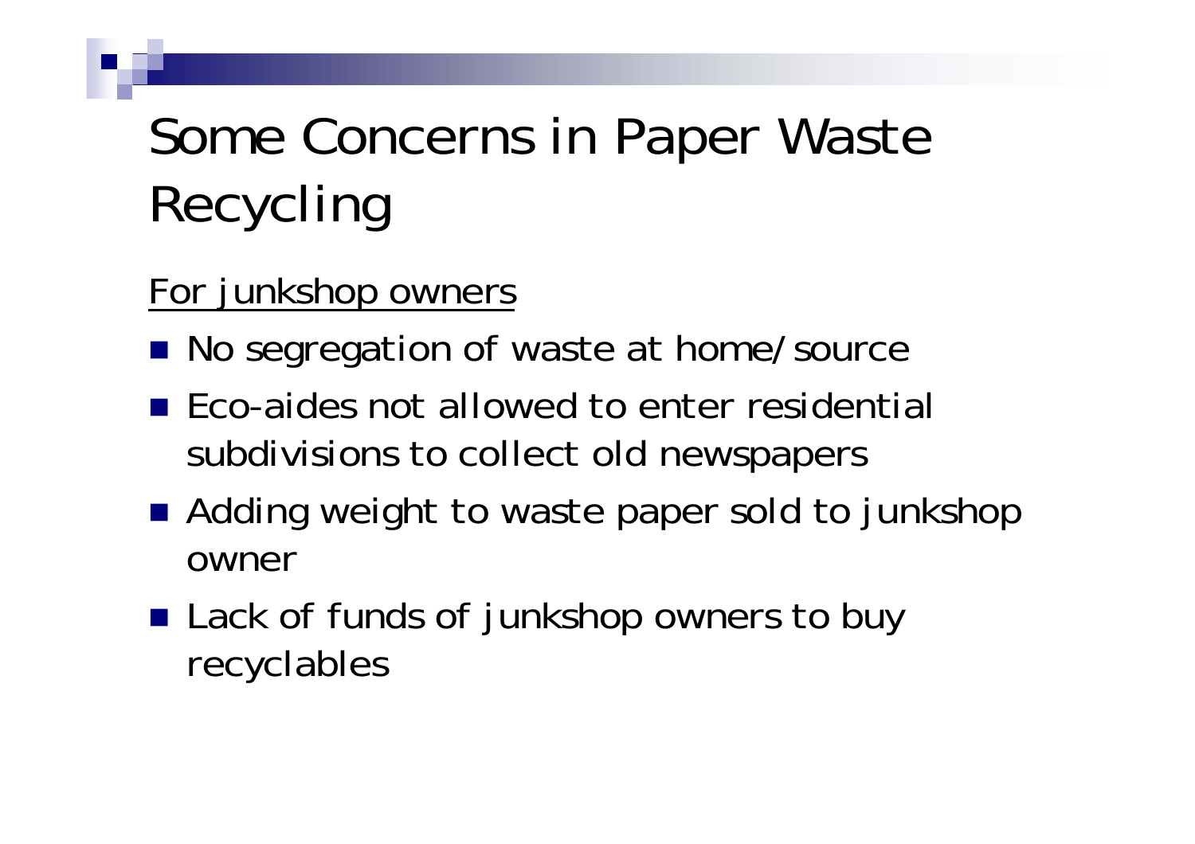# Some Concerns in Paper Waste Recycling

For junkshop owners

- No segregation of waste at home/source
- Eco-aides not allowed to enter residential subdivisions to collect old newspapers
- Adding weight to waste paper sold to junkshop owner
- Lack of funds of junkshop owners to buy recyclables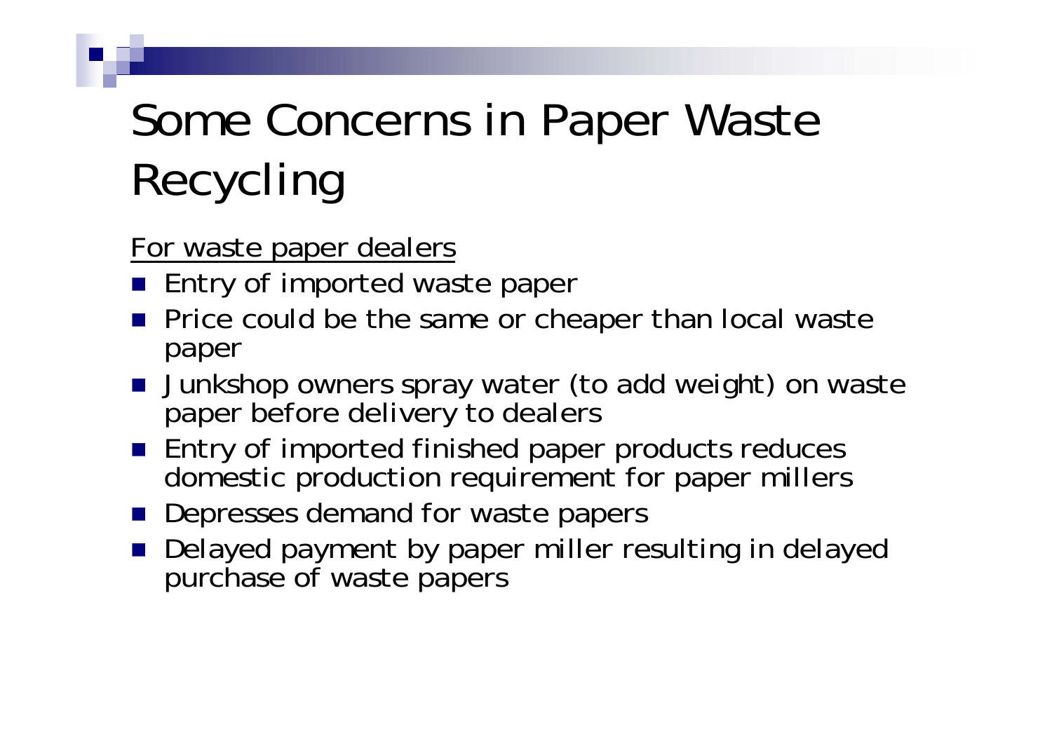# Some Concerns in Paper Waste Recycling

For waste paper dealers

- Entry of imported waste paper
- Price could be the same or cheaper than local waste paper
- Junkshop owners spray water (to add weight) on waste paper before delivery to dealers
- Entry of imported finished paper products reduces domestic production requirement for paper millers
- Depresses demand for waste papers
- Delayed payment by paper miller resulting in delayed purchase of waste papers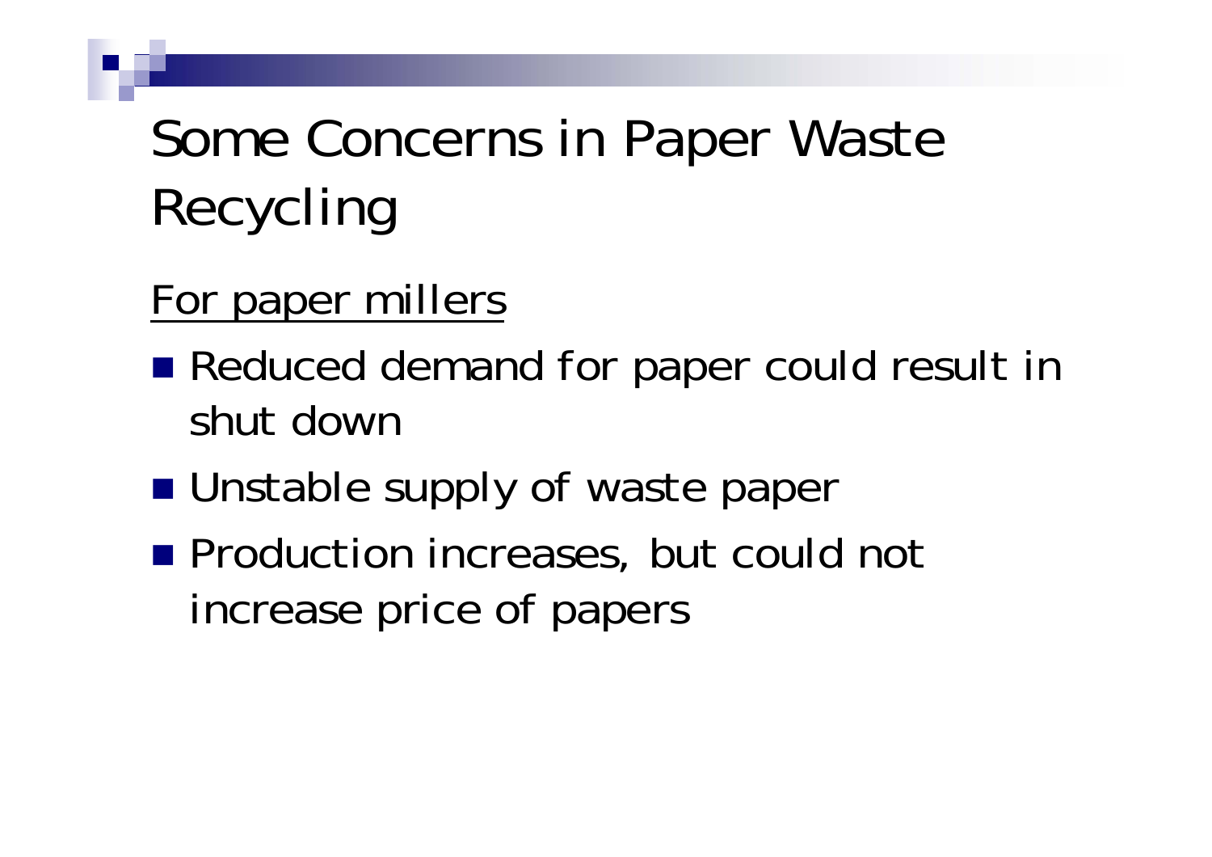# Some Concerns in Paper Waste Recycling

For paper millers

- Reduced demand for paper could result in shut down
- Unstable supply of waste paper
- Production increases, but could not increase price of papers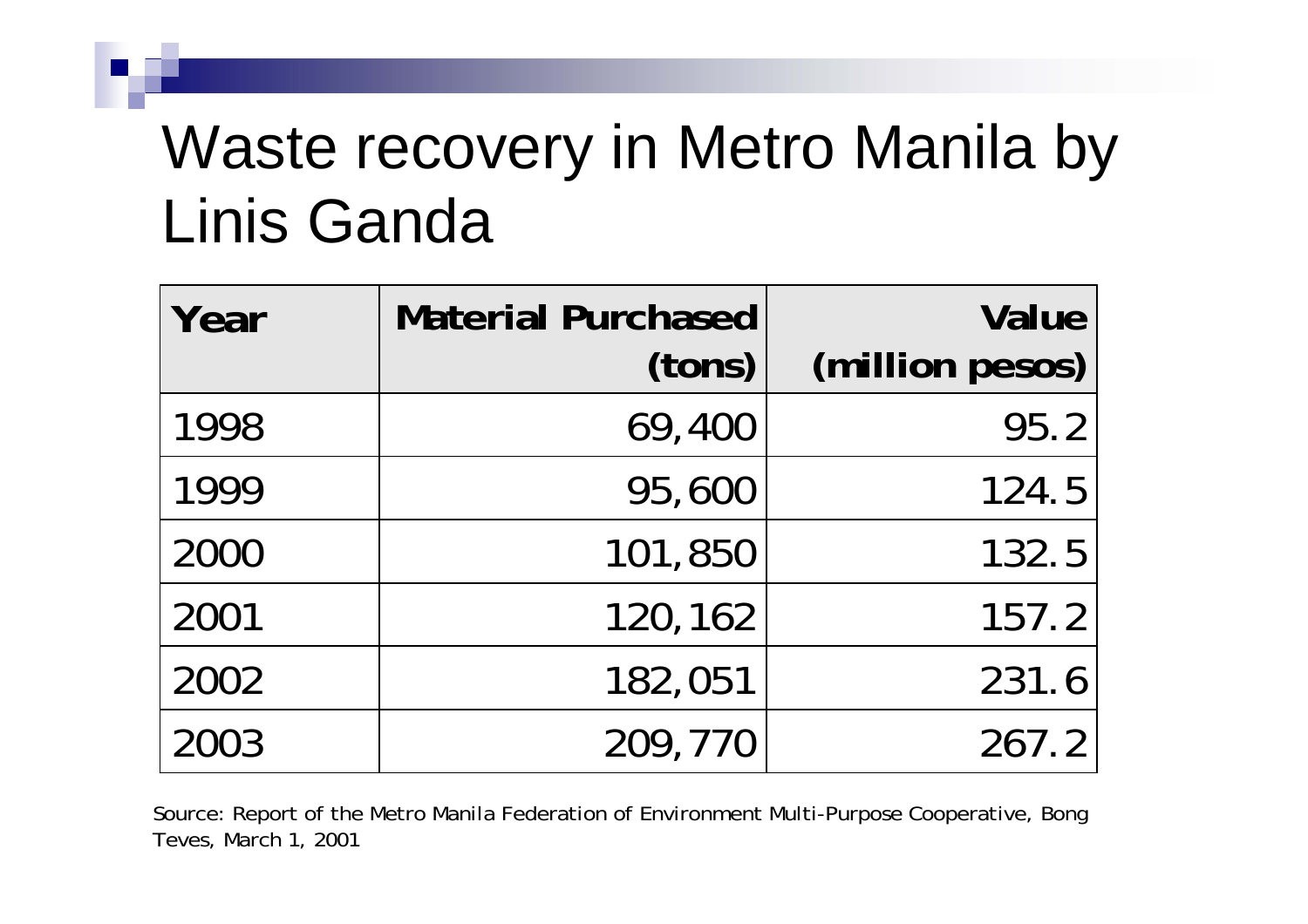# Waste recovery in Metro Manila by Linis Ganda

| Year | Material Purchased (tons) | Value (million pesos) |
|---|---|---|
| 1998 | 69,400 | 95.2 |
| 1999 | 95,600 | 124.5 |
| 2000 | 101,850 | 132.5 |
| 2001 | 120,162 | 157.2 |
| 2002 | 182,051 | 231.6 |
| 2003 | 209,770 | 267.2 |

Source: Report of the Metro Manila Federation of Environment Multi-Purpose Cooperative, Bong Teves, March 1, 2001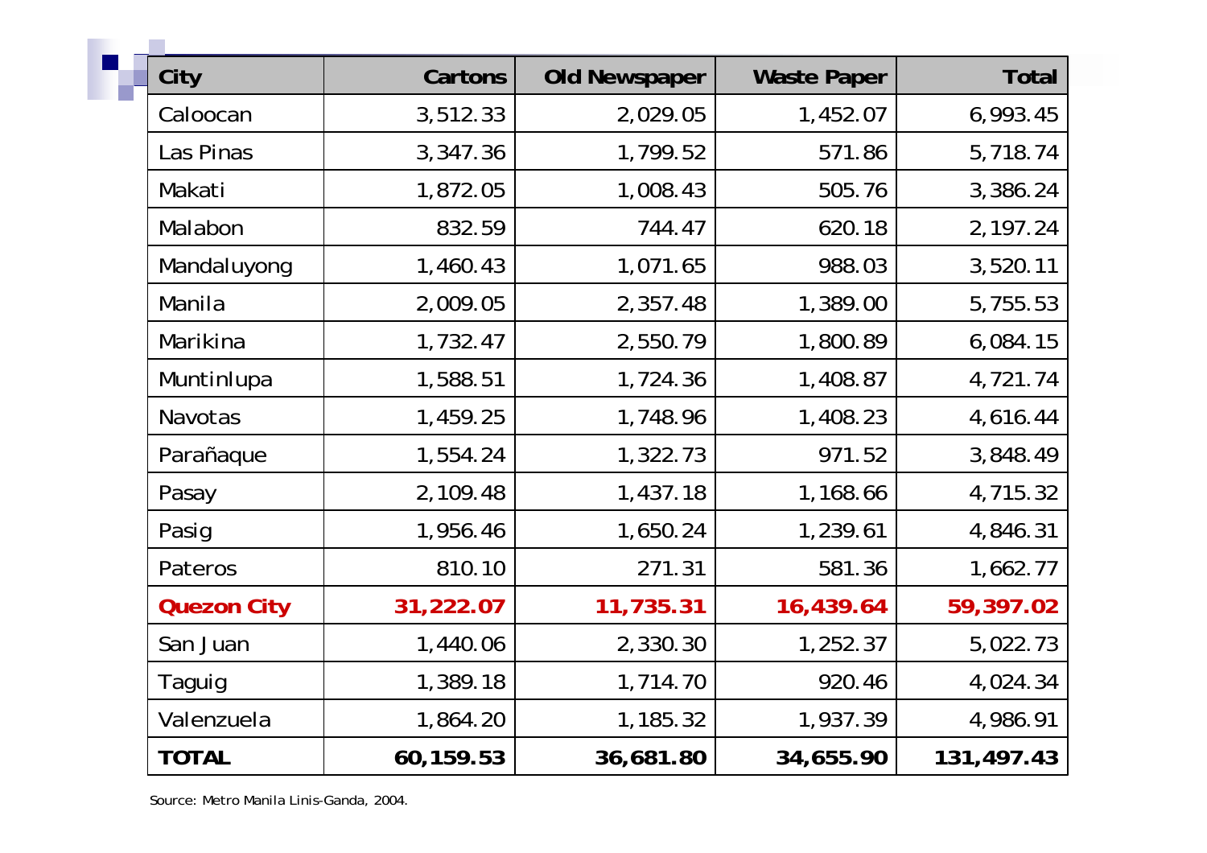| City | Cartons | Old Newspaper | Waste Paper | Total |
|---|---|---|---|---|
| Caloocan | 3,512.33 | 2,029.05 | 1,452.07 | 6,993.45 |
| Las Pinas | 3,347.36 | 1,799.52 | 571.86 | 5,718.74 |
| Makati | 1,872.05 | 1,008.43 | 505.76 | 3,386.24 |
| Malabon | 832.59 | 744.47 | 620.18 | 2,197.24 |
| Mandaluyong | 1,460.43 | 1,071.65 | 988.03 | 3,520.11 |
| Manila | 2,009.05 | 2,357.48 | 1,389.00 | 5,755.53 |
| Marikina | 1,732.47 | 2,550.79 | 1,800.89 | 6,084.15 |
| Muntinlupa | 1,588.51 | 1,724.36 | 1,408.87 | 4,721.74 |
| Navotas | 1,459.25 | 1,748.96 | 1,408.23 | 4,616.44 |
| Parañaque | 1,554.24 | 1,322.73 | 971.52 | 3,848.49 |
| Pasay | 2,109.48 | 1,437.18 | 1,168.66 | 4,715.32 |
| Pasig | 1,956.46 | 1,650.24 | 1,239.61 | 4,846.31 |
| Pateros | 810.10 | 271.31 | 581.36 | 1,662.77 |
| **Quezon City** | **31,222.07** | **11,735.31** | **16,439.64** | **59,397.02** |
| San Juan | 1,440.06 | 2,330.30 | 1,252.37 | 5,022.73 |
| Taguig | 1,389.18 | 1,714.70 | 920.46 | 4,024.34 |
| Valenzuela | 1,864.20 | 1,185.32 | 1,937.39 | 4,986.91 |
| **TOTAL** | **60,159.53** | **36,681.80** | **34,655.90** | **131,497.43** |

Source: Metro Manila Linis-Ganda, 2004.